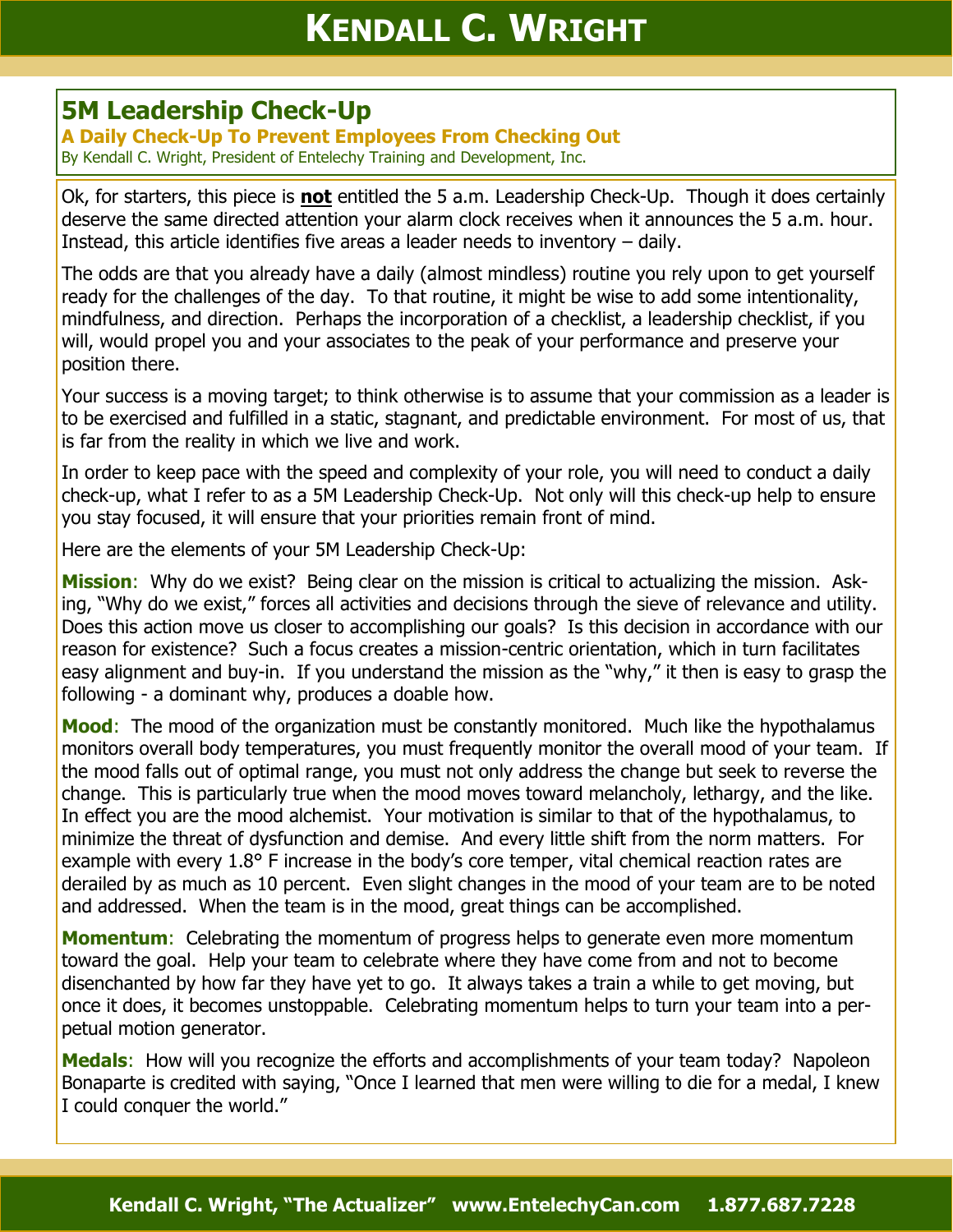## 5M Leadership Check-Up

**A Daily Check-Up To Prevent Employees From Checking Out**

By Kendall C. Wright, President of Entelechy Training and Development, Inc.

Ok, for starters, this piece is **not** entitled the 5 a.m. Leadership Check-Up. Though it does certainly deserve the same directed attention your alarm clock receives when it announces the 5 a.m. hour. Instead, this article identifies five areas a leader needs to inventory – daily.

The odds are that you already have a daily (almost mindless) routine you rely upon to get yourself ready for the challenges of the day. To that routine, it might be wise to add some intentionality, mindfulness, and direction. Perhaps the incorporation of a checklist, a leadership checklist, if you will, would propel you and your associates to the peak of your performance and preserve your position there.

Your success is a moving target; to think otherwise is to assume that your commission as a leader is to be exercised and fulfilled in a static, stagnant, and predictable environment. For most of us, that is far from the reality in which we live and work.

In order to keep pace with the speed and complexity of your role, you will need to conduct a daily check-up, what I refer to as a 5M Leadership Check-Up. Not only will this check-up help to ensure you stay focused, it will ensure that your priorities remain front of mind.

Here are the elements of your 5M Leadership Check-Up:

**Mission**: Why do we exist? Being clear on the mission is critical to actualizing the mission. Asking, "Why do we exist," forces all activities and decisions through the sieve of relevance and utility. Does this action move us closer to accomplishing our goals? Is this decision in accordance with our reason for existence? Such a focus creates a mission-centric orientation, which in turn facilitates easy alignment and buy-in. If you understand the mission as the "why," it then is easy to grasp the following - a dominant why, produces a doable how.

**Mood**: The mood of the organization must be constantly monitored. Much like the hypothalamus monitors overall body temperatures, you must frequently monitor the overall mood of your team. If the mood falls out of optimal range, you must not only address the change but seek to reverse the change. This is particularly true when the mood moves toward melancholy, lethargy, and the like. In effect you are the mood alchemist. Your motivation is similar to that of the hypothalamus, to minimize the threat of dysfunction and demise. And every little shift from the norm matters. For example with every 1.8° F increase in the body's core temper, vital chemical reaction rates are derailed by as much as 10 percent. Even slight changes in the mood of your team are to be noted and addressed. When the team is in the mood, great things can be accomplished.

**Momentum**: Celebrating the momentum of progress helps to generate even more momentum toward the goal. Help your team to celebrate where they have come from and not to become disenchanted by how far they have yet to go. It always takes a train a while to get moving, but once it does, it becomes unstoppable. Celebrating momentum helps to turn your team into a perpetual motion generator.

**Medals**: How will you recognize the efforts and accomplishments of your team today? Napoleon Bonaparte is credited with saying, "Once I learned that men were willing to die for a medal, I knew I could conquer the world."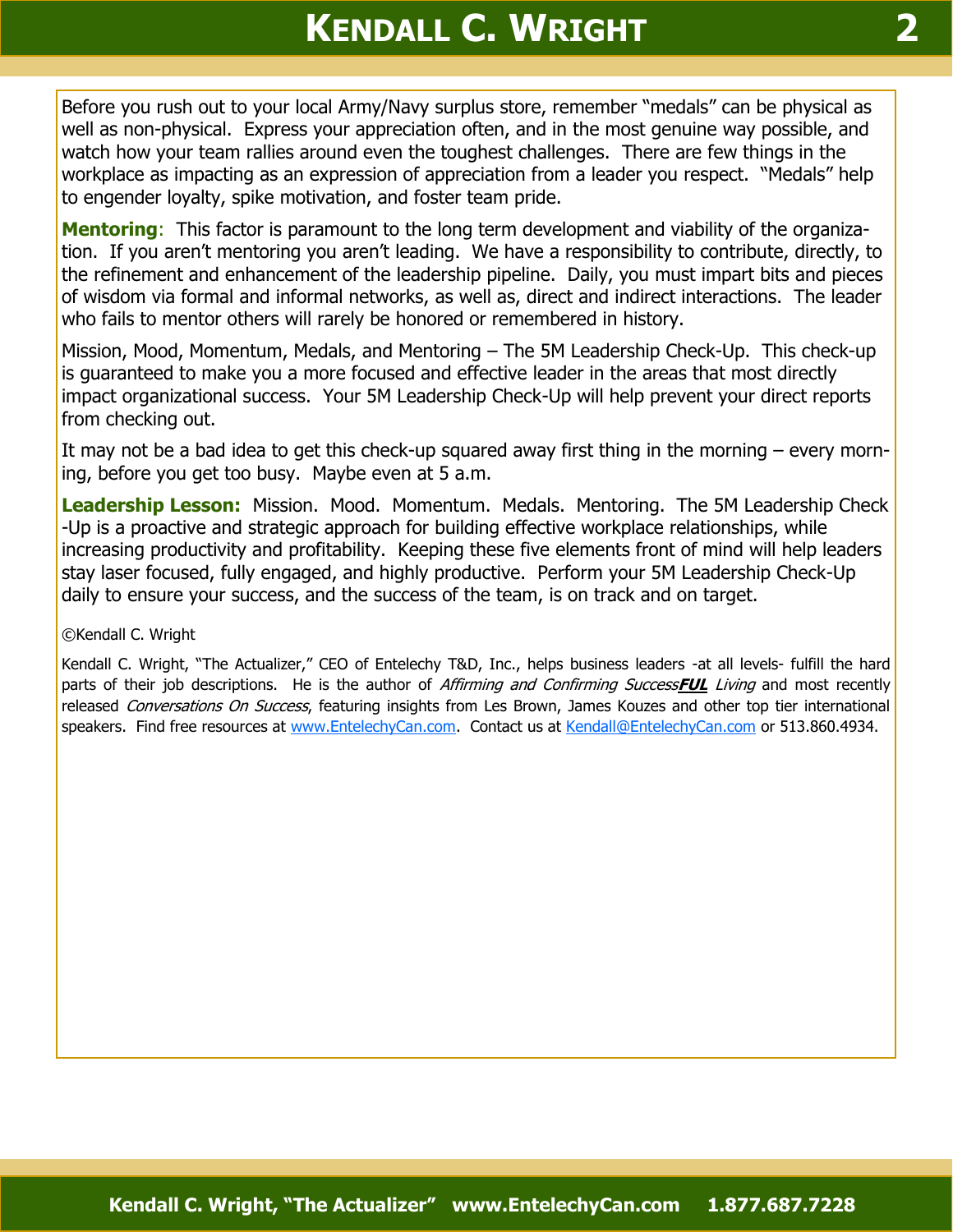Before you rush out to your local Army/Navy surplus store, remember "medals" can be physical as well as non-physical. Express your appreciation often, and in the most genuine way possible, and watch how your team rallies around even the toughest challenges. There are few things in the workplace as impacting as an expression of appreciation from a leader you respect. "Medals" help to engender loyalty, spike motivation, and foster team pride.

**Mentoring**: This factor is paramount to the long term development and viability of the organization. If you aren't mentoring you aren't leading. We have a responsibility to contribute, directly, to the refinement and enhancement of the leadership pipeline. Daily, you must impart bits and pieces of wisdom via formal and informal networks, as well as, direct and indirect interactions. The leader who fails to mentor others will rarely be honored or remembered in history.

Mission, Mood, Momentum, Medals, and Mentoring – The 5M Leadership Check-Up. This check-up is guaranteed to make you a more focused and effective leader in the areas that most directly impact organizational success. Your 5M Leadership Check-Up will help prevent your direct reports from checking out.

It may not be a bad idea to get this check-up squared away first thing in the morning – every morning, before you get too busy. Maybe even at 5 a.m.

**Leadership Lesson:** Mission. Mood. Momentum. Medals. Mentoring. The 5M Leadership Check-Up is a proactive and strategic approach for building effective workplace relationships, while increasing productivity and profitability. Keeping these five elements front of mind will help leaders stay laser focused, fully engaged, and highly productive. Perform your 5M Leadership Check-Up daily to ensure your success, and the success of the team, is on track and on target.

©Kendall C. Wright

Kendall C. Wright, "The Actualizer," CEO of Entelechy T&D, Inc., helps business leaders -at all levels- fulfill the hard parts of their job descriptions. He is the author of *Affirming and Confirming Success**FUL** Living* and most recently released *Conversations On Success*, featuring insights from Les Brown, James Kouzes and other top tier international speakers. Find free resources at www.EntelechyCan.com. Contact us at Kendall@EntelechyCan.com or 513.860.4934.